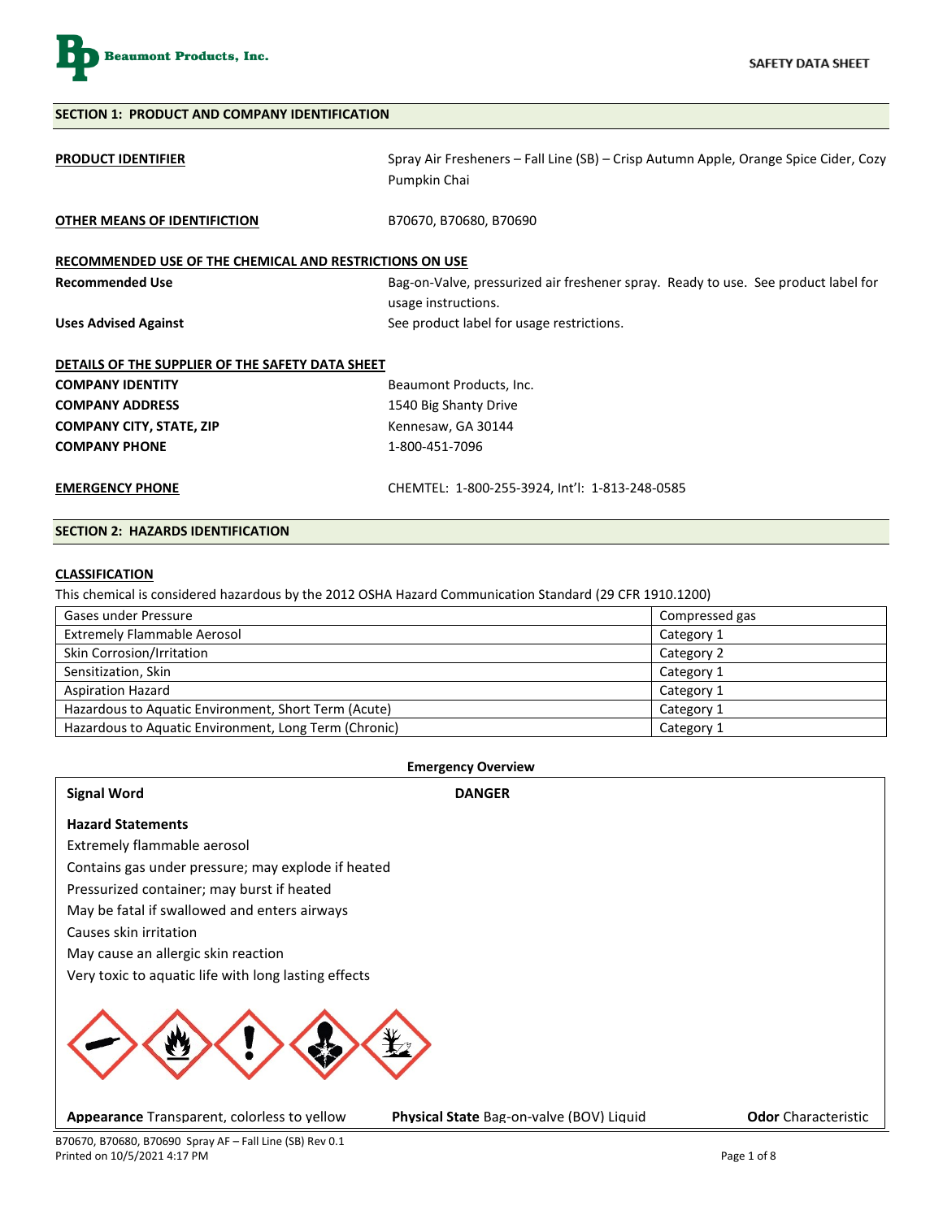Beaumont Products, Inc.

SAFETY DATA SHEET

## SECTION 1: PRODUCT AND COMPANY IDENTIFICATION

**PRODUCT IDENTIFIER** — Spray Air Fresheners – Fall Line (SB) – Crisp Autumn Apple, Orange Spice Cider, Cozy Pumpkin Chai

**OTHER MEANS OF IDENTIFICTION** — B70670, B70680, B70690

**RECOMMENDED USE OF THE CHEMICAL AND RESTRICTIONS ON USE**

**Recommended Use** — Bag-on-Valve, pressurized air freshener spray. Ready to use. See product label for usage instructions.

**Uses Advised Against** — See product label for usage restrictions.

**DETAILS OF THE SUPPLIER OF THE SAFETY DATA SHEET**

**COMPANY IDENTITY** — Beaumont Products, Inc.

**COMPANY ADDRESS** — 1540 Big Shanty Drive

**COMPANY CITY, STATE, ZIP** — Kennesaw, GA 30144

**COMPANY PHONE** — 1-800-451-7096

**EMERGENCY PHONE** — CHEMTEL: 1-800-255-3924, Int'l: 1-813-248-0585

## SECTION 2: HAZARDS IDENTIFICATION

**CLASSIFICATION**

This chemical is considered hazardous by the 2012 OSHA Hazard Communication Standard (29 CFR 1910.1200)

| Hazard Class | Category |
|---|---|
| Gases under Pressure | Compressed gas |
| Extremely Flammable Aerosol | Category 1 |
| Skin Corrosion/Irritation | Category 2 |
| Sensitization, Skin | Category 1 |
| Aspiration Hazard | Category 1 |
| Hazardous to Aquatic Environment, Short Term (Acute) | Category 1 |
| Hazardous to Aquatic Environment, Long Term (Chronic) | Category 1 |

**Emergency Overview**

**Signal Word** **DANGER**

**Hazard Statements**

Extremely flammable aerosol

Contains gas under pressure; may explode if heated

Pressurized container; may burst if heated

May be fatal if swallowed and enters airways

Causes skin irritation

May cause an allergic skin reaction

Very toxic to aquatic life with long lasting effects

**Appearance** Transparent, colorless to yellow **Physical State** Bag-on-valve (BOV) Liquid **Odor** Characteristic

B70670, B70680, B70690 Spray AF – Fall Line (SB) Rev 0.1
Printed on 10/5/2021 4:17 PM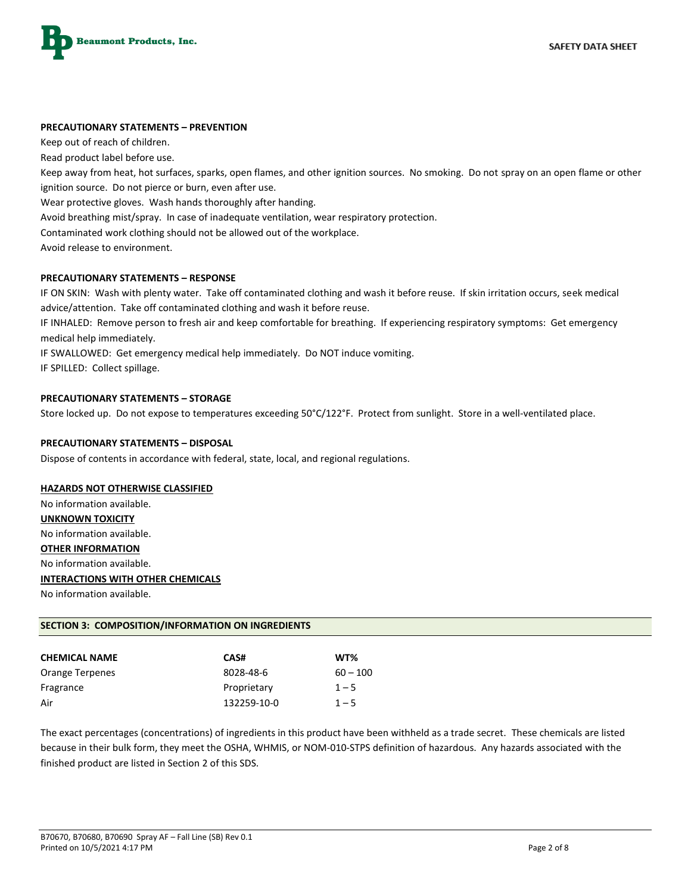**PRECAUTIONARY STATEMENTS – PREVENTION**

Keep out of reach of children.

Read product label before use.

Keep away from heat, hot surfaces, sparks, open flames, and other ignition sources. No smoking. Do not spray on an open flame or other ignition source. Do not pierce or burn, even after use.

Wear protective gloves. Wash hands thoroughly after handing.

Avoid breathing mist/spray. In case of inadequate ventilation, wear respiratory protection.

Contaminated work clothing should not be allowed out of the workplace.

Avoid release to environment.

**PRECAUTIONARY STATEMENTS – RESPONSE**

IF ON SKIN: Wash with plenty water. Take off contaminated clothing and wash it before reuse. If skin irritation occurs, seek medical advice/attention. Take off contaminated clothing and wash it before reuse.

IF INHALED: Remove person to fresh air and keep comfortable for breathing. If experiencing respiratory symptoms: Get emergency medical help immediately.

IF SWALLOWED: Get emergency medical help immediately. Do NOT induce vomiting.

IF SPILLED: Collect spillage.

**PRECAUTIONARY STATEMENTS – STORAGE**

Store locked up. Do not expose to temperatures exceeding 50°C/122°F. Protect from sunlight. Store in a well-ventilated place.

**PRECAUTIONARY STATEMENTS – DISPOSAL**

Dispose of contents in accordance with federal, state, local, and regional regulations.

**HAZARDS NOT OTHERWISE CLASSIFIED**

No information available.

**UNKNOWN TOXICITY**

No information available.

**OTHER INFORMATION**

No information available.

**INTERACTIONS WITH OTHER CHEMICALS**

No information available.

## SECTION 3: COMPOSITION/INFORMATION ON INGREDIENTS

| CHEMICAL NAME | CAS# | WT% |
|---|---|---|
| Orange Terpenes | 8028-48-6 | 60 – 100 |
| Fragrance | Proprietary | 1 – 5 |
| Air | 132259-10-0 | 1 – 5 |

The exact percentages (concentrations) of ingredients in this product have been withheld as a trade secret. These chemicals are listed because in their bulk form, they meet the OSHA, WHMIS, or NOM-010-STPS definition of hazardous. Any hazards associated with the finished product are listed in Section 2 of this SDS.

B70670, B70680, B70690 Spray AF – Fall Line (SB) Rev 0.1
Printed on 10/5/2021 4:17 PM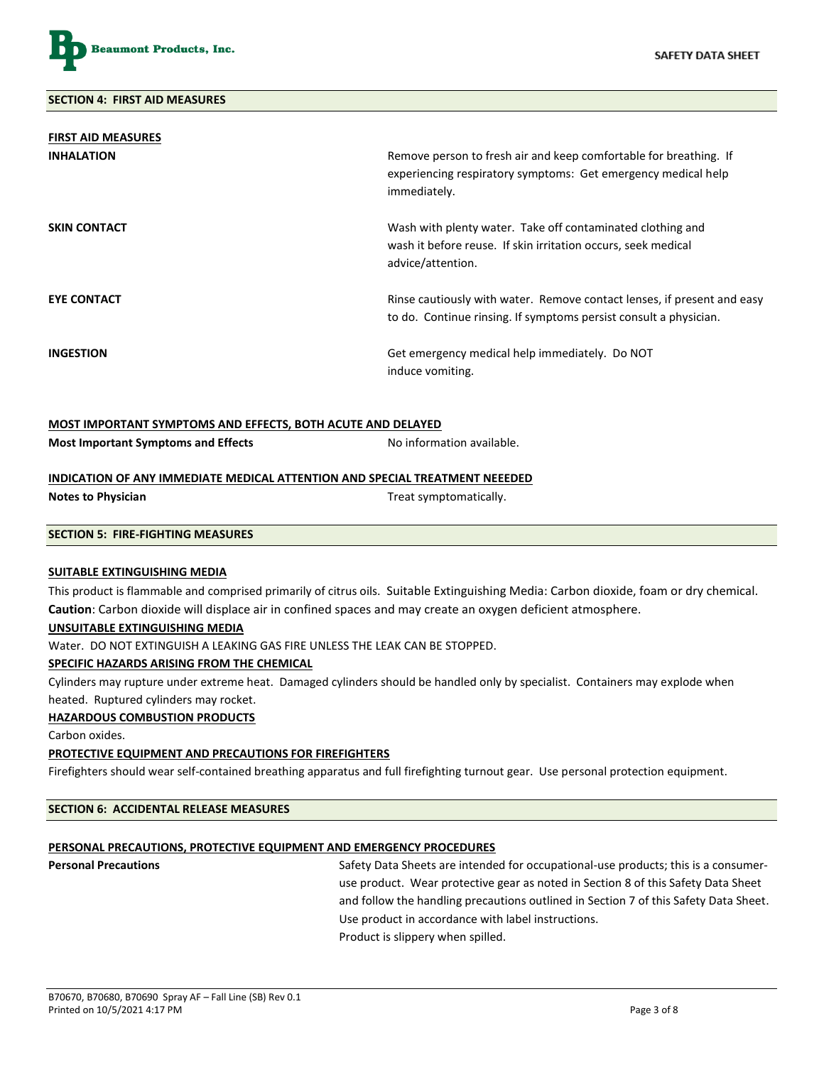## SECTION 4: FIRST AID MEASURES

**FIRST AID MEASURES**

| | |
|---|---|
| **INHALATION** | Remove person to fresh air and keep comfortable for breathing. If experiencing respiratory symptoms: Get emergency medical help immediately. |
| **SKIN CONTACT** | Wash with plenty water. Take off contaminated clothing and wash it before reuse. If skin irritation occurs, seek medical advice/attention. |
| **EYE CONTACT** | Rinse cautiously with water. Remove contact lenses, if present and easy to do. Continue rinsing. If symptoms persist consult a physician. |
| **INGESTION** | Get emergency medical help immediately. Do NOT induce vomiting. |

**MOST IMPORTANT SYMPTOMS AND EFFECTS, BOTH ACUTE AND DELAYED**

| | |
|---|---|
| **Most Important Symptoms and Effects** | No information available. |

**INDICATION OF ANY IMMEDIATE MEDICAL ATTENTION AND SPECIAL TREATMENT NEEEDED**

| | |
|---|---|
| **Notes to Physician** | Treat symptomatically. |

## SECTION 5: FIRE-FIGHTING MEASURES

**SUITABLE EXTINGUISHING MEDIA**

This product is flammable and comprised primarily of citrus oils. Suitable Extinguishing Media: Carbon dioxide, foam or dry chemical. **Caution**: Carbon dioxide will displace air in confined spaces and may create an oxygen deficient atmosphere.

**UNSUITABLE EXTINGUISHING MEDIA**

Water. DO NOT EXTINGUISH A LEAKING GAS FIRE UNLESS THE LEAK CAN BE STOPPED.

**SPECIFIC HAZARDS ARISING FROM THE CHEMICAL**

Cylinders may rupture under extreme heat. Damaged cylinders should be handled only by specialist. Containers may explode when heated. Ruptured cylinders may rocket.

**HAZARDOUS COMBUSTION PRODUCTS**

Carbon oxides.

**PROTECTIVE EQUIPMENT AND PRECAUTIONS FOR FIREFIGHTERS**

Firefighters should wear self-contained breathing apparatus and full firefighting turnout gear. Use personal protection equipment.

## SECTION 6: ACCIDENTAL RELEASE MEASURES

**PERSONAL PRECAUTIONS, PROTECTIVE EQUIPMENT AND EMERGENCY PROCEDURES**

| | |
|---|---|
| **Personal Precautions** | Safety Data Sheets are intended for occupational-use products; this is a consumer-use product. Wear protective gear as noted in Section 8 of this Safety Data Sheet and follow the handling precautions outlined in Section 7 of this Safety Data Sheet. Use product in accordance with label instructions. Product is slippery when spilled. |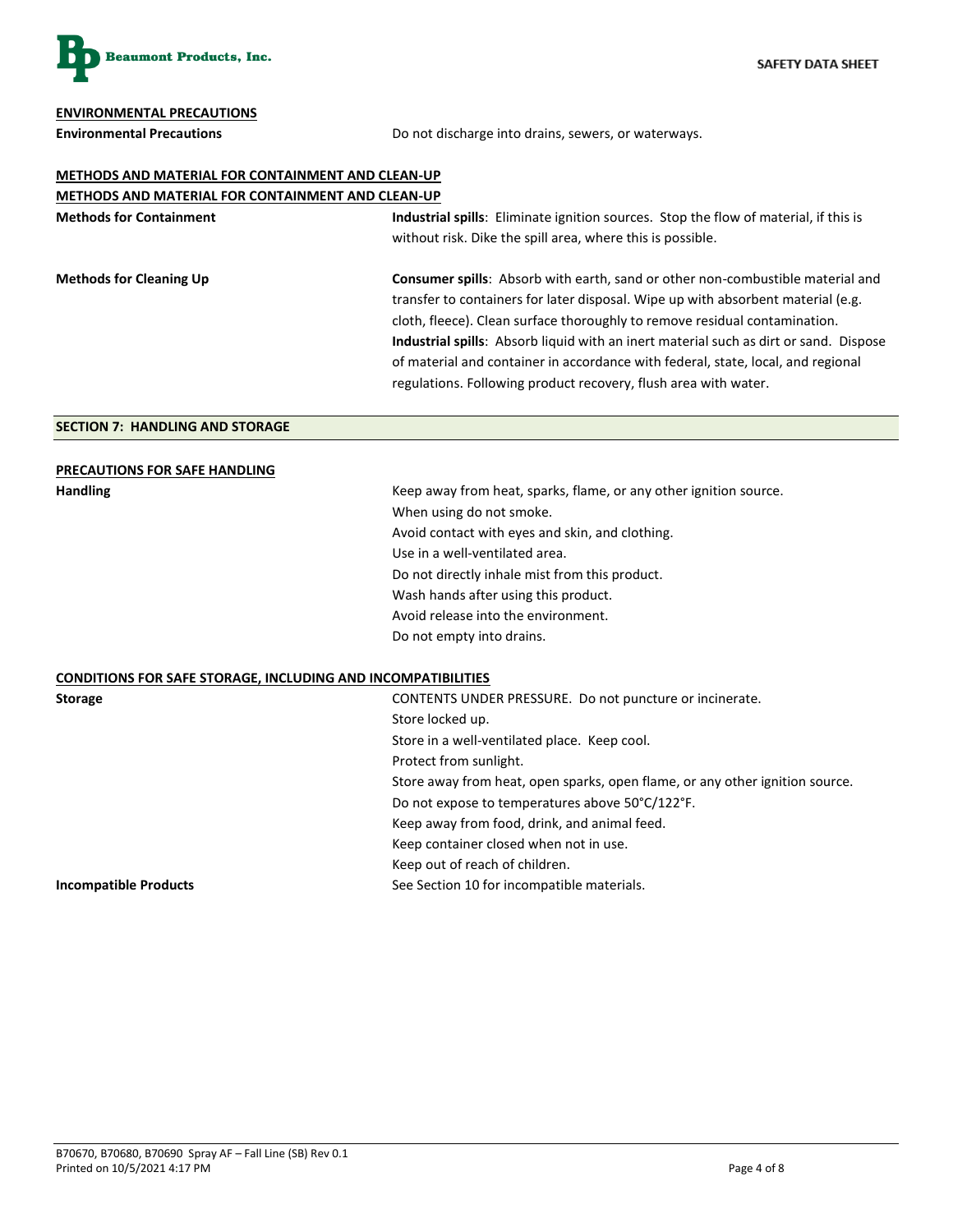### ENVIRONMENTAL PRECAUTIONS

**Environmental Precautions** Do not discharge into drains, sewers, or waterways.

### METHODS AND MATERIAL FOR CONTAINMENT AND CLEAN-UP

### METHODS AND MATERIAL FOR CONTAINMENT AND CLEAN-UP

**Methods for Containment** **Industrial spills**: Eliminate ignition sources. Stop the flow of material, if this is without risk. Dike the spill area, where this is possible.

**Methods for Cleaning Up** **Consumer spills**: Absorb with earth, sand or other non-combustible material and transfer to containers for later disposal. Wipe up with absorbent material (e.g. cloth, fleece). Clean surface thoroughly to remove residual contamination.
**Industrial spills**: Absorb liquid with an inert material such as dirt or sand. Dispose of material and container in accordance with federal, state, local, and regional regulations. Following product recovery, flush area with water.

## SECTION 7: HANDLING AND STORAGE

### PRECAUTIONS FOR SAFE HANDLING

**Handling**

Keep away from heat, sparks, flame, or any other ignition source.
When using do not smoke.
Avoid contact with eyes and skin, and clothing.
Use in a well-ventilated area.
Do not directly inhale mist from this product.
Wash hands after using this product.
Avoid release into the environment.
Do not empty into drains.

### CONDITIONS FOR SAFE STORAGE, INCLUDING AND INCOMPATIBILITIES

**Storage**

CONTENTS UNDER PRESSURE. Do not puncture or incinerate.
Store locked up.
Store in a well-ventilated place. Keep cool.
Protect from sunlight.
Store away from heat, open sparks, open flame, or any other ignition source.
Do not expose to temperatures above 50°C/122°F.
Keep away from food, drink, and animal feed.
Keep container closed when not in use.
Keep out of reach of children.

**Incompatible Products** See Section 10 for incompatible materials.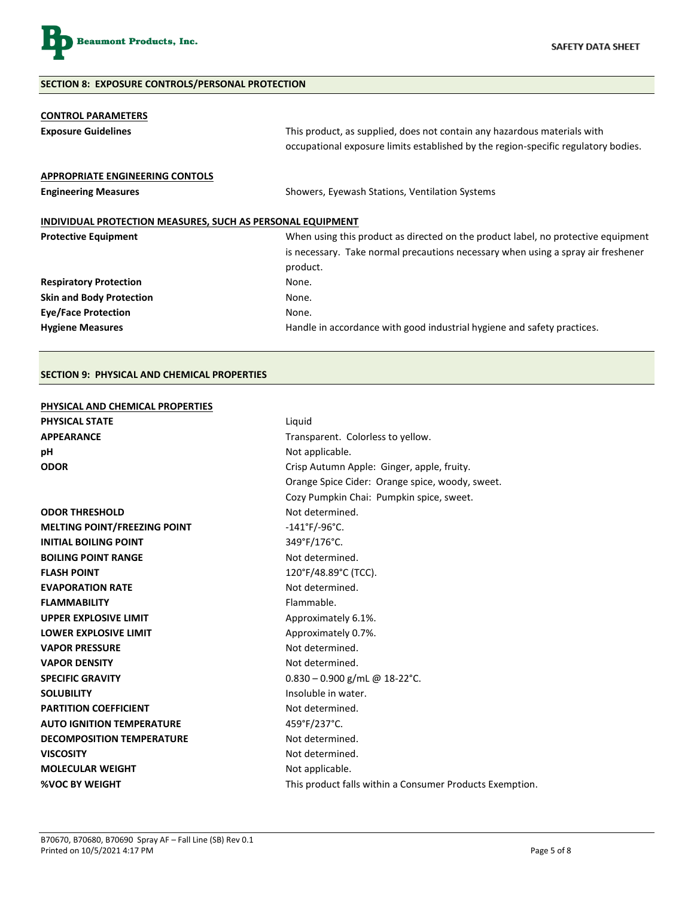## SECTION 8: EXPOSURE CONTROLS/PERSONAL PROTECTION

**CONTROL PARAMETERS**

| | |
|---|---|
| **Exposure Guidelines** | This product, as supplied, does not contain any hazardous materials with occupational exposure limits established by the region-specific regulatory bodies. |

**APPROPRIATE ENGINEERING CONTOLS**

| | |
|---|---|
| **Engineering Measures** | Showers, Eyewash Stations, Ventilation Systems |

**INDIVIDUAL PROTECTION MEASURES, SUCH AS PERSONAL EQUIPMENT**

| | |
|---|---|
| **Protective Equipment** | When using this product as directed on the product label, no protective equipment is necessary. Take normal precautions necessary when using a spray air freshener product. |
| **Respiratory Protection** | None. |
| **Skin and Body Protection** | None. |
| **Eye/Face Protection** | None. |
| **Hygiene Measures** | Handle in accordance with good industrial hygiene and safety practices. |

## SECTION 9: PHYSICAL AND CHEMICAL PROPERTIES

**PHYSICAL AND CHEMICAL PROPERTIES**

| | |
|---|---|
| **PHYSICAL STATE** | Liquid |
| **APPEARANCE** | Transparent. Colorless to yellow. |
| **pH** | Not applicable. |
| **ODOR** | Crisp Autumn Apple: Ginger, apple, fruity.<br>Orange Spice Cider: Orange spice, woody, sweet.<br>Cozy Pumpkin Chai: Pumpkin spice, sweet. |
| **ODOR THRESHOLD** | Not determined. |
| **MELTING POINT/FREEZING POINT** | -141°F/-96°C. |
| **INITIAL BOILING POINT** | 349°F/176°C. |
| **BOILING POINT RANGE** | Not determined. |
| **FLASH POINT** | 120°F/48.89°C (TCC). |
| **EVAPORATION RATE** | Not determined. |
| **FLAMMABILITY** | Flammable. |
| **UPPER EXPLOSIVE LIMIT** | Approximately 6.1%. |
| **LOWER EXPLOSIVE LIMIT** | Approximately 0.7%. |
| **VAPOR PRESSURE** | Not determined. |
| **VAPOR DENSITY** | Not determined. |
| **SPECIFIC GRAVITY** | 0.830 – 0.900 g/mL @ 18-22°C. |
| **SOLUBILITY** | Insoluble in water. |
| **PARTITION COEFFICIENT** | Not determined. |
| **AUTO IGNITION TEMPERATURE** | 459°F/237°C. |
| **DECOMPOSITION TEMPERATURE** | Not determined. |
| **VISCOSITY** | Not determined. |
| **MOLECULAR WEIGHT** | Not applicable. |
| **%VOC BY WEIGHT** | This product falls within a Consumer Products Exemption. |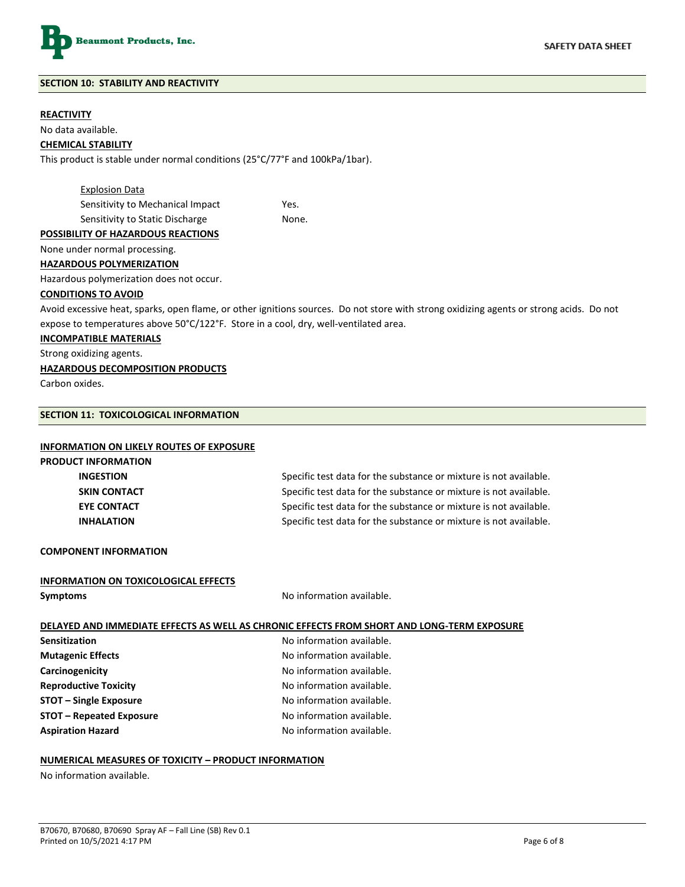## SECTION 10: STABILITY AND REACTIVITY

**REACTIVITY**

No data available.

**CHEMICAL STABILITY**

This product is stable under normal conditions (25°C/77°F and 100kPa/1bar).

Explosion Data

| | |
|---|---|
| Sensitivity to Mechanical Impact | Yes. |
| Sensitivity to Static Discharge | None. |

**POSSIBILITY OF HAZARDOUS REACTIONS**

None under normal processing.

**HAZARDOUS POLYMERIZATION**

Hazardous polymerization does not occur.

**CONDITIONS TO AVOID**

Avoid excessive heat, sparks, open flame, or other ignitions sources. Do not store with strong oxidizing agents or strong acids. Do not expose to temperatures above 50°C/122°F. Store in a cool, dry, well-ventilated area.

**INCOMPATIBLE MATERIALS**

Strong oxidizing agents.

**HAZARDOUS DECOMPOSITION PRODUCTS**

Carbon oxides.

## SECTION 11: TOXICOLOGICAL INFORMATION

**INFORMATION ON LIKELY ROUTES OF EXPOSURE**

**PRODUCT INFORMATION**

| | |
|---|---|
| **INGESTION** | Specific test data for the substance or mixture is not available. |
| **SKIN CONTACT** | Specific test data for the substance or mixture is not available. |
| **EYE CONTACT** | Specific test data for the substance or mixture is not available. |
| **INHALATION** | Specific test data for the substance or mixture is not available. |

**COMPONENT INFORMATION**

**INFORMATION ON TOXICOLOGICAL EFFECTS**

| | |
|---|---|
| **Symptoms** | No information available. |

**DELAYED AND IMMEDIATE EFFECTS AS WELL AS CHRONIC EFFECTS FROM SHORT AND LONG-TERM EXPOSURE**

| | |
|---|---|
| **Sensitization** | No information available. |
| **Mutagenic Effects** | No information available. |
| **Carcinogenicity** | No information available. |
| **Reproductive Toxicity** | No information available. |
| **STOT – Single Exposure** | No information available. |
| **STOT – Repeated Exposure** | No information available. |
| **Aspiration Hazard** | No information available. |

**NUMERICAL MEASURES OF TOXICITY – PRODUCT INFORMATION**

No information available.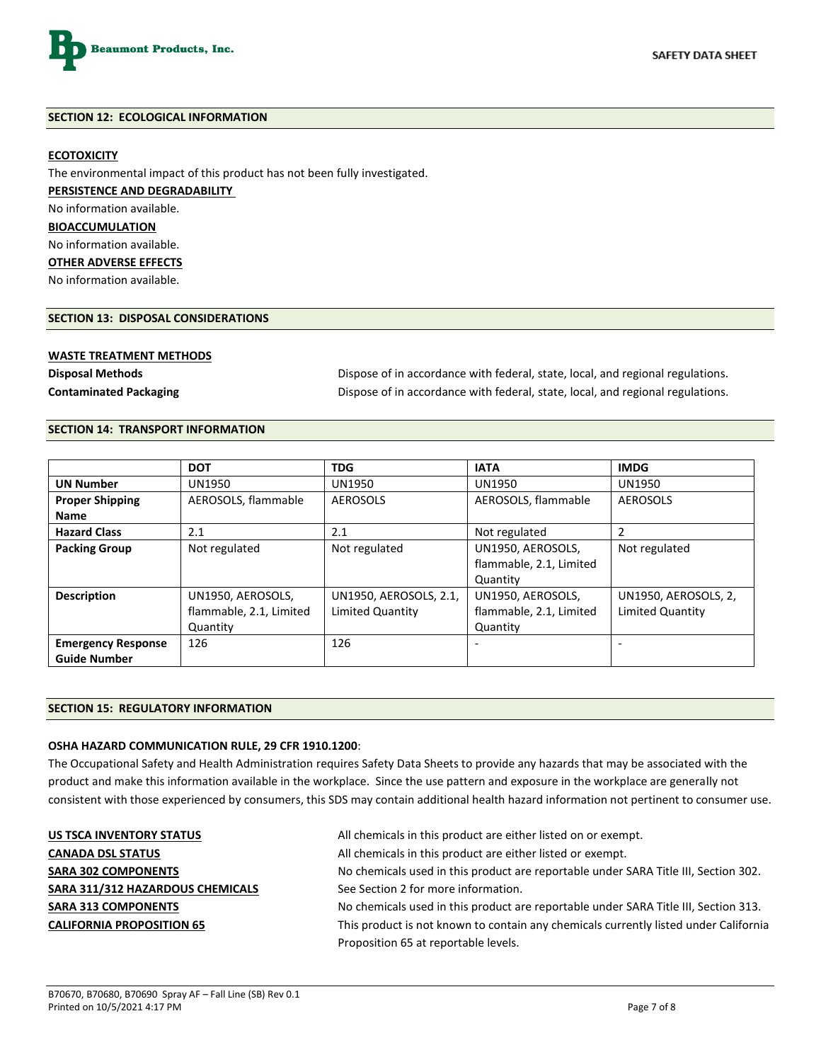## SECTION 12: ECOLOGICAL INFORMATION

**ECOTOXICITY**

The environmental impact of this product has not been fully investigated.

**PERSISTENCE AND DEGRADABILITY**

No information available.

**BIOACCUMULATION**

No information available.

**OTHER ADVERSE EFFECTS**

No information available.

## SECTION 13: DISPOSAL CONSIDERATIONS

**WASTE TREATMENT METHODS**

**Disposal Methods** — Dispose of in accordance with federal, state, local, and regional regulations.

**Contaminated Packaging** — Dispose of in accordance with federal, state, local, and regional regulations.

## SECTION 14: TRANSPORT INFORMATION

| | DOT | TDG | IATA | IMDG |
|---|---|---|---|---|
| **UN Number** | UN1950 | UN1950 | UN1950 | UN1950 |
| **Proper Shipping Name** | AEROSOLS, flammable | AEROSOLS | AEROSOLS, flammable | AEROSOLS |
| **Hazard Class** | 2.1 | 2.1 | Not regulated | 2 |
| **Packing Group** | Not regulated | Not regulated | UN1950, AEROSOLS, flammable, 2.1, Limited Quantity | Not regulated |
| **Description** | UN1950, AEROSOLS, flammable, 2.1, Limited Quantity | UN1950, AEROSOLS, 2.1, Limited Quantity | UN1950, AEROSOLS, flammable, 2.1, Limited Quantity | UN1950, AEROSOLS, 2, Limited Quantity |
| **Emergency Response Guide Number** | 126 | 126 | - | - |

## SECTION 15: REGULATORY INFORMATION

**OSHA HAZARD COMMUNICATION RULE, 29 CFR 1910.1200**:

The Occupational Safety and Health Administration requires Safety Data Sheets to provide any hazards that may be associated with the product and make this information available in the workplace. Since the use pattern and exposure in the workplace are generally not consistent with those experienced by consumers, this SDS may contain additional health hazard information not pertinent to consumer use.

**US TSCA INVENTORY STATUS** — All chemicals in this product are either listed on or exempt.

**CANADA DSL STATUS** — All chemicals in this product are either listed or exempt.

**SARA 302 COMPONENTS** — No chemicals used in this product are reportable under SARA Title III, Section 302.

**SARA 311/312 HAZARDOUS CHEMICALS** — See Section 2 for more information.

**SARA 313 COMPONENTS** — No chemicals used in this product are reportable under SARA Title III, Section 313.

**CALIFORNIA PROPOSITION 65** — This product is not known to contain any chemicals currently listed under California Proposition 65 at reportable levels.

B70670, B70680, B70690 Spray AF – Fall Line (SB) Rev 0.1
Printed on 10/5/2021 4:17 PM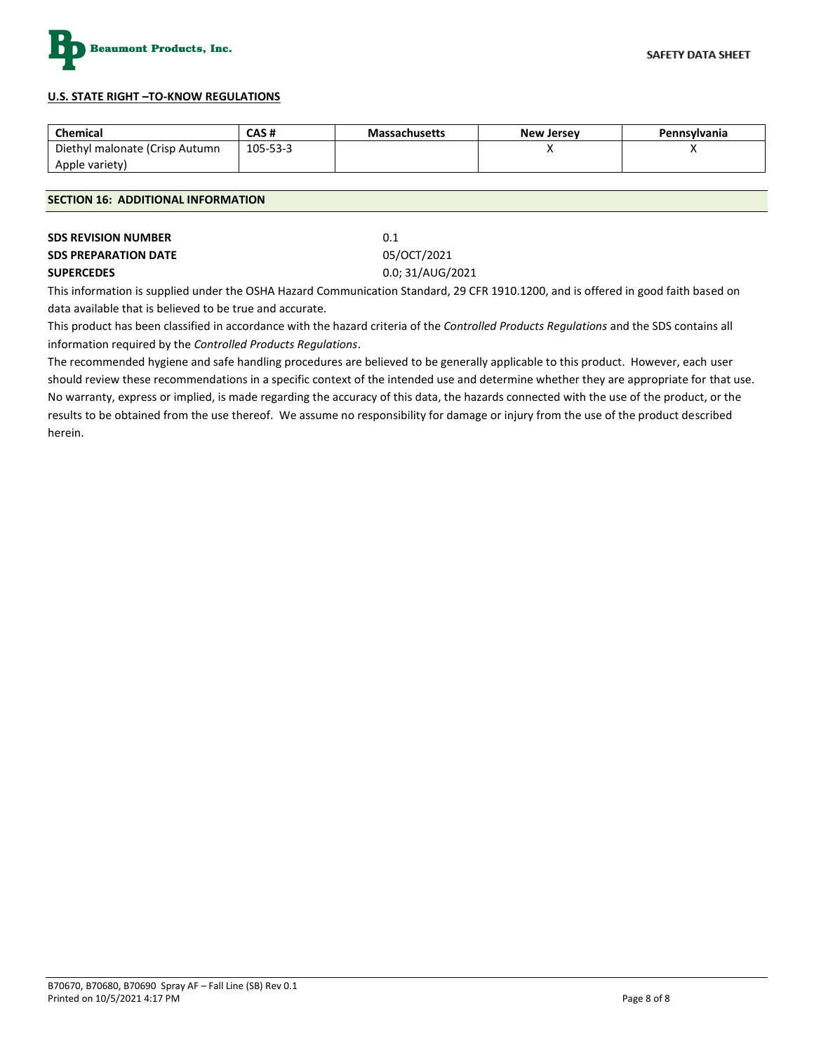**U.S. STATE RIGHT –TO-KNOW REGULATIONS**

| Chemical | CAS # | Massachusetts | New Jersey | Pennsylvania |
|---|---|---|---|---|
| Diethyl malonate (Crisp Autumn Apple variety) | 105-53-3 | | X | X |

## SECTION 16: ADDITIONAL INFORMATION

**SDS REVISION NUMBER** 0.1
**SDS PREPARATION DATE** 05/OCT/2021
**SUPERCEDES** 0.0; 31/AUG/2021

This information is supplied under the OSHA Hazard Communication Standard, 29 CFR 1910.1200, and is offered in good faith based on data available that is believed to be true and accurate.

This product has been classified in accordance with the hazard criteria of the *Controlled Products Regulations* and the SDS contains all information required by the *Controlled Products Regulations*.

The recommended hygiene and safe handling procedures are believed to be generally applicable to this product. However, each user should review these recommendations in a specific context of the intended use and determine whether they are appropriate for that use. No warranty, express or implied, is made regarding the accuracy of this data, the hazards connected with the use of the product, or the results to be obtained from the use thereof. We assume no responsibility for damage or injury from the use of the product described herein.